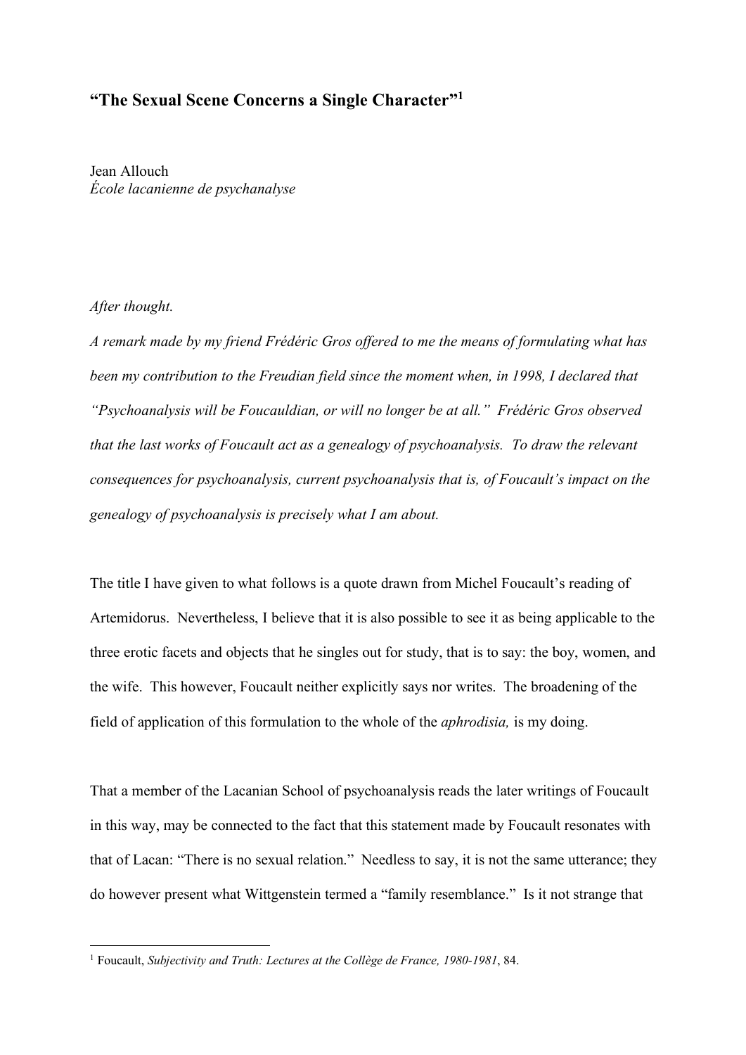# "The Sexual Scene Concerns a Single Character"[1]

Jean Allouch
*École lacanienne de psychanalyse*

*After thought.*

*A remark made by my friend Frédéric Gros offered to me the means of formulating what has been my contribution to the Freudian field since the moment when, in 1998, I declared that "Psychoanalysis will be Foucauldian, or will no longer be at all." Frédéric Gros observed that the last works of Foucault act as a genealogy of psychoanalysis. To draw the relevant consequences for psychoanalysis, current psychoanalysis that is, of Foucault's impact on the genealogy of psychoanalysis is precisely what I am about.*

The title I have given to what follows is a quote drawn from Michel Foucault's reading of Artemidorus. Nevertheless, I believe that it is also possible to see it as being applicable to the three erotic facets and objects that he singles out for study, that is to say: the boy, women, and the wife. This however, Foucault neither explicitly says nor writes. The broadening of the field of application of this formulation to the whole of the *aphrodisia,* is my doing.

That a member of the Lacanian School of psychoanalysis reads the later writings of Foucault in this way, may be connected to the fact that this statement made by Foucault resonates with that of Lacan: "There is no sexual relation." Needless to say, it is not the same utterance; they do however present what Wittgenstein termed a "family resemblance." Is it not strange that

[1] Foucault, *Subjectivity and Truth: Lectures at the Collège de France, 1980-1981*, 84.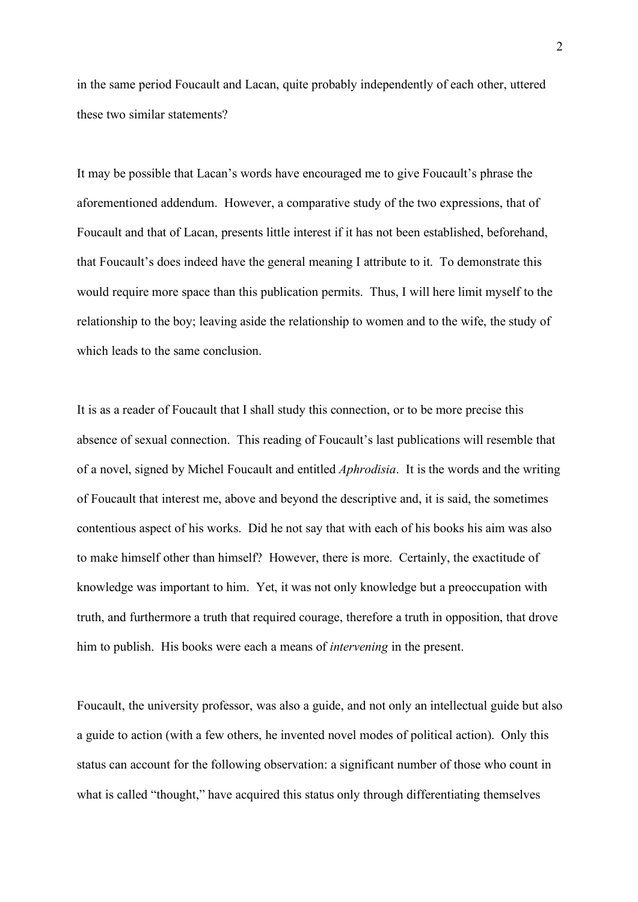in the same period Foucault and Lacan, quite probably independently of each other, uttered these two similar statements?

It may be possible that Lacan's words have encouraged me to give Foucault's phrase the aforementioned addendum. However, a comparative study of the two expressions, that of Foucault and that of Lacan, presents little interest if it has not been established, beforehand, that Foucault's does indeed have the general meaning I attribute to it. To demonstrate this would require more space than this publication permits. Thus, I will here limit myself to the relationship to the boy; leaving aside the relationship to women and to the wife, the study of which leads to the same conclusion.

It is as a reader of Foucault that I shall study this connection, or to be more precise this absence of sexual connection. This reading of Foucault's last publications will resemble that of a novel, signed by Michel Foucault and entitled *Aphrodisia*. It is the words and the writing of Foucault that interest me, above and beyond the descriptive and, it is said, the sometimes contentious aspect of his works. Did he not say that with each of his books his aim was also to make himself other than himself? However, there is more. Certainly, the exactitude of knowledge was important to him. Yet, it was not only knowledge but a preoccupation with truth, and furthermore a truth that required courage, therefore a truth in opposition, that drove him to publish. His books were each a means of *intervening* in the present.

Foucault, the university professor, was also a guide, and not only an intellectual guide but also a guide to action (with a few others, he invented novel modes of political action). Only this status can account for the following observation: a significant number of those who count in what is called "thought," have acquired this status only through differentiating themselves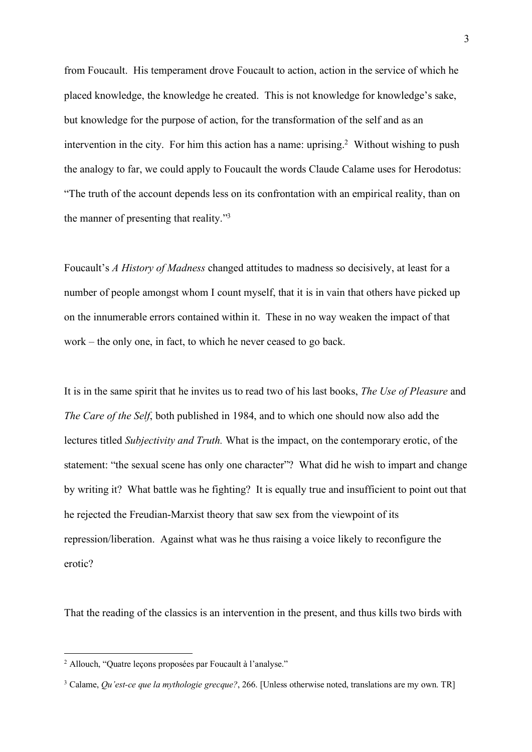from Foucault. His temperament drove Foucault to action, action in the service of which he placed knowledge, the knowledge he created. This is not knowledge for knowledge's sake, but knowledge for the purpose of action, for the transformation of the self and as an intervention in the city. For him this action has a name: uprising.[2] Without wishing to push the analogy to far, we could apply to Foucault the words Claude Calame uses for Herodotus: "The truth of the account depends less on its confrontation with an empirical reality, than on the manner of presenting that reality."[3]

Foucault's *A History of Madness* changed attitudes to madness so decisively, at least for a number of people amongst whom I count myself, that it is in vain that others have picked up on the innumerable errors contained within it. These in no way weaken the impact of that work – the only one, in fact, to which he never ceased to go back.

It is in the same spirit that he invites us to read two of his last books, *The Use of Pleasure* and *The Care of the Self*, both published in 1984, and to which one should now also add the lectures titled *Subjectivity and Truth.* What is the impact, on the contemporary erotic, of the statement: "the sexual scene has only one character"? What did he wish to impart and change by writing it? What battle was he fighting? It is equally true and insufficient to point out that he rejected the Freudian-Marxist theory that saw sex from the viewpoint of its repression/liberation. Against what was he thus raising a voice likely to reconfigure the erotic?

That the reading of the classics is an intervention in the present, and thus kills two birds with

---

[2] Allouch, "Quatre leçons proposées par Foucault à l'analyse."

[3] Calame, *Qu'est-ce que la mythologie grecque?*, 266. [Unless otherwise noted, translations are my own. TR]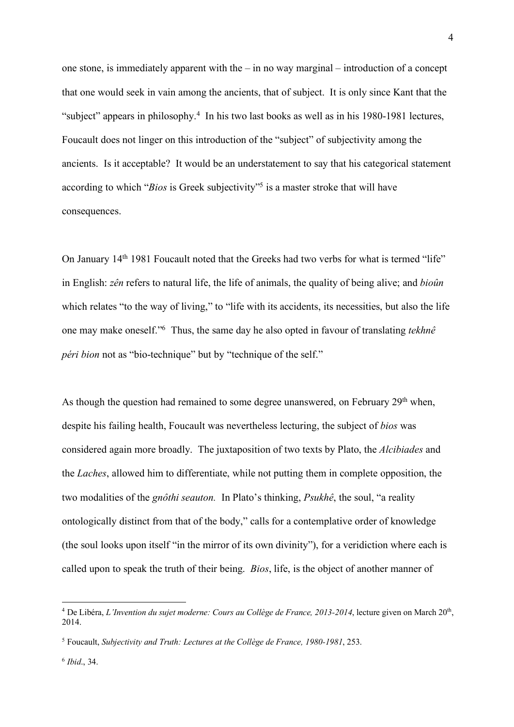one stone, is immediately apparent with the – in no way marginal – introduction of a concept that one would seek in vain among the ancients, that of subject. It is only since Kant that the "subject" appears in philosophy.[4] In his two last books as well as in his 1980-1981 lectures, Foucault does not linger on this introduction of the "subject" of subjectivity among the ancients. Is it acceptable? It would be an understatement to say that his categorical statement according to which "*Bios* is Greek subjectivity"[5] is a master stroke that will have consequences.

On January 14th 1981 Foucault noted that the Greeks had two verbs for what is termed "life" in English: *zên* refers to natural life, the life of animals, the quality of being alive; and *bioûn* which relates "to the way of living," to "life with its accidents, its necessities, but also the life one may make oneself."[6] Thus, the same day he also opted in favour of translating *tekhnê péri bion* not as "bio-technique" but by "technique of the self."

As though the question had remained to some degree unanswered, on February 29th when, despite his failing health, Foucault was nevertheless lecturing, the subject of *bios* was considered again more broadly. The juxtaposition of two texts by Plato, the *Alcibiades* and the *Laches*, allowed him to differentiate, while not putting them in complete opposition, the two modalities of the *gnôthi seauton.* In Plato's thinking, *Psukhê*, the soul, "a reality ontologically distinct from that of the body," calls for a contemplative order of knowledge (the soul looks upon itself "in the mirror of its own divinity"), for a veridiction where each is called upon to speak the truth of their being. *Bios*, life, is the object of another manner of

---

[4] De Libéra, *L'Invention du sujet moderne: Cours au Collège de France, 2013-2014*, lecture given on March 20th, 2014.

[5] Foucault, *Subjectivity and Truth: Lectures at the Collège de France, 1980-1981*, 253.

[6] *Ibid*., 34.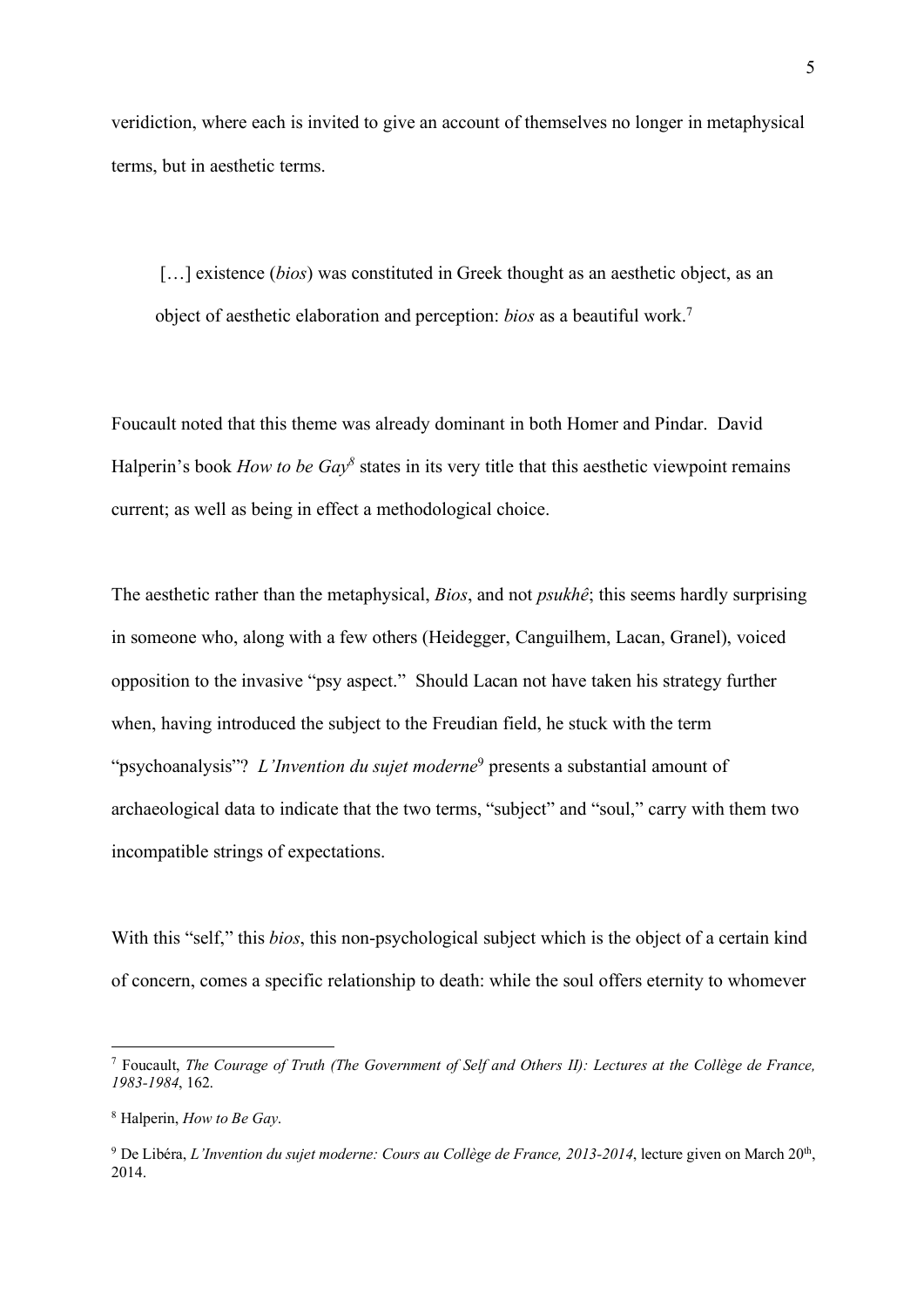veridiction, where each is invited to give an account of themselves no longer in metaphysical terms, but in aesthetic terms.

> […] existence (*bios*) was constituted in Greek thought as an aesthetic object, as an object of aesthetic elaboration and perception: *bios* as a beautiful work.[7]

Foucault noted that this theme was already dominant in both Homer and Pindar. David Halperin's book *How to be Gay*[8] states in its very title that this aesthetic viewpoint remains current; as well as being in effect a methodological choice.

The aesthetic rather than the metaphysical, *Bios*, and not *psukhê*; this seems hardly surprising in someone who, along with a few others (Heidegger, Canguilhem, Lacan, Granel), voiced opposition to the invasive "psy aspect." Should Lacan not have taken his strategy further when, having introduced the subject to the Freudian field, he stuck with the term "psychoanalysis"? *L'Invention du sujet moderne*[9] presents a substantial amount of archaeological data to indicate that the two terms, "subject" and "soul," carry with them two incompatible strings of expectations.

With this "self," this *bios*, this non-psychological subject which is the object of a certain kind of concern, comes a specific relationship to death: while the soul offers eternity to whomever

---

[7] Foucault, *The Courage of Truth (The Government of Self and Others II): Lectures at the Collège de France, 1983-1984*, 162.

[8] Halperin, *How to Be Gay*.

[9] De Libéra, *L'Invention du sujet moderne: Cours au Collège de France, 2013-2014*, lecture given on March 20th, 2014.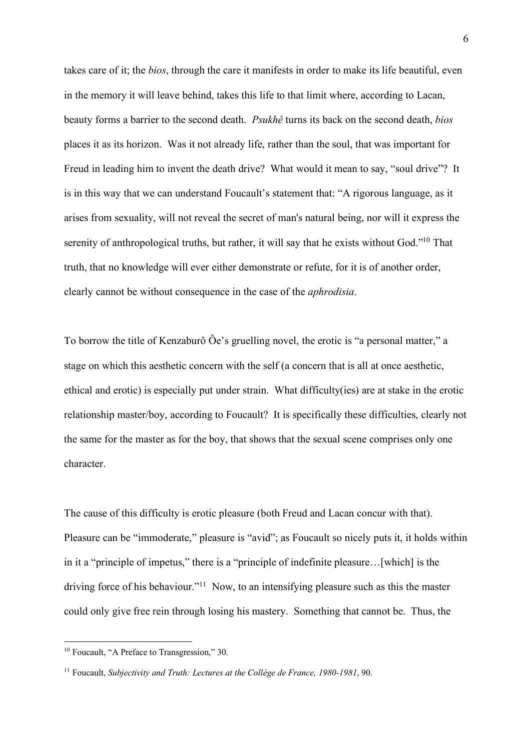takes care of it; the *bios*, through the care it manifests in order to make its life beautiful, even in the memory it will leave behind, takes this life to that limit where, according to Lacan, beauty forms a barrier to the second death. *Psukhê* turns its back on the second death, *bios* places it as its horizon. Was it not already life, rather than the soul, that was important for Freud in leading him to invent the death drive? What would it mean to say, "soul drive"? It is in this way that we can understand Foucault's statement that: "A rigorous language, as it arises from sexuality, will not reveal the secret of man's natural being, nor will it express the serenity of anthropological truths, but rather, it will say that he exists without God."[10] That truth, that no knowledge will ever either demonstrate or refute, for it is of another order, clearly cannot be without consequence in the case of the *aphrodisia*.

To borrow the title of Kenzaburô Ôe's gruelling novel, the erotic is "a personal matter," a stage on which this aesthetic concern with the self (a concern that is all at once aesthetic, ethical and erotic) is especially put under strain. What difficulty(ies) are at stake in the erotic relationship master/boy, according to Foucault? It is specifically these difficulties, clearly not the same for the master as for the boy, that shows that the sexual scene comprises only one character.

The cause of this difficulty is erotic pleasure (both Freud and Lacan concur with that). Pleasure can be "immoderate," pleasure is "avid"; as Foucault so nicely puts it, it holds within in it a "principle of impetus," there is a "principle of indefinite pleasure…[which] is the driving force of his behaviour."[11] Now, to an intensifying pleasure such as this the master could only give free rein through losing his mastery. Something that cannot be. Thus, the

---

[10] Foucault, "A Preface to Transgression," 30.

[11] Foucault, *Subjectivity and Truth: Lectures at the Collège de France, 1980-1981*, 90.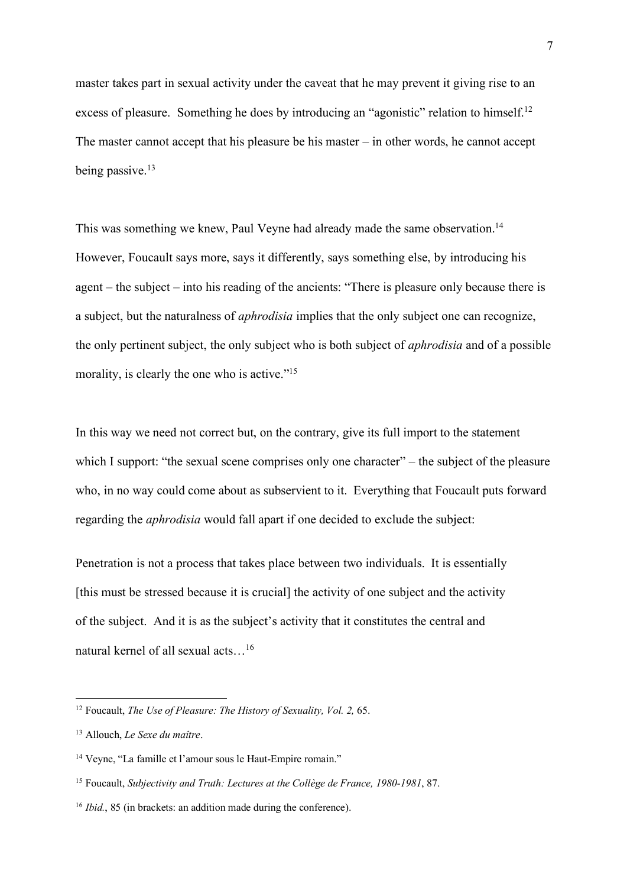master takes part in sexual activity under the caveat that he may prevent it giving rise to an excess of pleasure. Something he does by introducing an "agonistic" relation to himself.[12] The master cannot accept that his pleasure be his master – in other words, he cannot accept being passive.[13]

This was something we knew, Paul Veyne had already made the same observation.[14] However, Foucault says more, says it differently, says something else, by introducing his agent – the subject – into his reading of the ancients: "There is pleasure only because there is a subject, but the naturalness of *aphrodisia* implies that the only subject one can recognize, the only pertinent subject, the only subject who is both subject of *aphrodisia* and of a possible morality, is clearly the one who is active."[15]

In this way we need not correct but, on the contrary, give its full import to the statement which I support: "the sexual scene comprises only one character" – the subject of the pleasure who, in no way could come about as subservient to it. Everything that Foucault puts forward regarding the *aphrodisia* would fall apart if one decided to exclude the subject:

> Penetration is not a process that takes place between two individuals. It is essentially [this must be stressed because it is crucial] the activity of one subject and the activity of the subject. And it is as the subject's activity that it constitutes the central and natural kernel of all sexual acts…[16]

---

[12] Foucault, *The Use of Pleasure: The History of Sexuality, Vol. 2,* 65.

[13] Allouch, *Le Sexe du maître*.

[14] Veyne, "La famille et l'amour sous le Haut-Empire romain."

[15] Foucault, *Subjectivity and Truth: Lectures at the Collège de France, 1980-1981*, 87.

[16] *Ibid.*, 85 (in brackets: an addition made during the conference).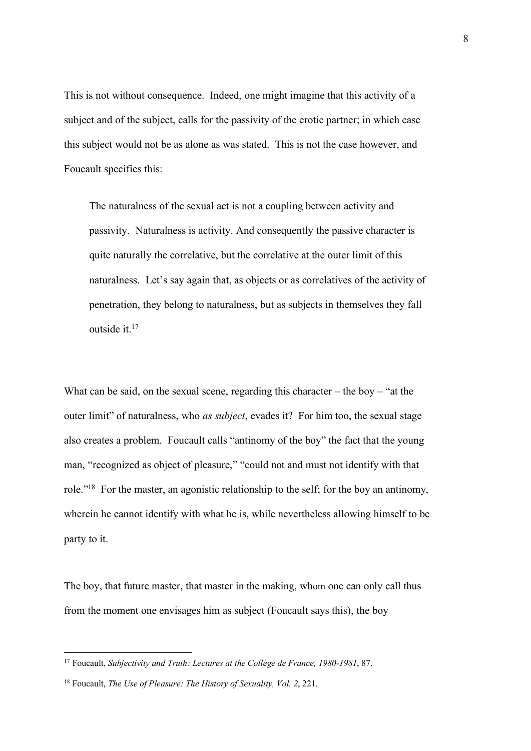This is not without consequence. Indeed, one might imagine that this activity of a subject and of the subject, calls for the passivity of the erotic partner; in which case this subject would not be as alone as was stated. This is not the case however, and Foucault specifies this:

> The naturalness of the sexual act is not a coupling between activity and passivity. Naturalness is activity. And consequently the passive character is quite naturally the correlative, but the correlative at the outer limit of this naturalness. Let's say again that, as objects or as correlatives of the activity of penetration, they belong to naturalness, but as subjects in themselves they fall outside it.[17]

What can be said, on the sexual scene, regarding this character – the boy – "at the outer limit" of naturalness, who *as subject*, evades it? For him too, the sexual stage also creates a problem. Foucault calls "antinomy of the boy" the fact that the young man, "recognized as object of pleasure," "could not and must not identify with that role."[18] For the master, an agonistic relationship to the self; for the boy an antinomy, wherein he cannot identify with what he is, while nevertheless allowing himself to be party to it.

The boy, that future master, that master in the making, whom one can only call thus from the moment one envisages him as subject (Foucault says this), the boy

---

[17] Foucault, *Subjectivity and Truth: Lectures at the Collège de France, 1980-1981*, 87.

[18] Foucault, *The Use of Pleasure: The History of Sexuality, Vol. 2*, 221.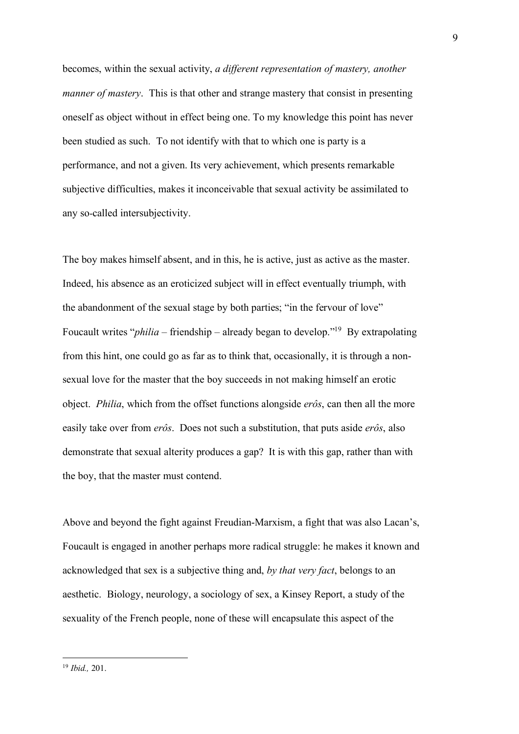becomes, within the sexual activity, *a different representation of mastery, another manner of mastery*. This is that other and strange mastery that consist in presenting oneself as object without in effect being one. To my knowledge this point has never been studied as such. To not identify with that to which one is party is a performance, and not a given. Its very achievement, which presents remarkable subjective difficulties, makes it inconceivable that sexual activity be assimilated to any so-called intersubjectivity.

The boy makes himself absent, and in this, he is active, just as active as the master. Indeed, his absence as an eroticized subject will in effect eventually triumph, with the abandonment of the sexual stage by both parties; "in the fervour of love" Foucault writes "*philia* – friendship – already began to develop."[19] By extrapolating from this hint, one could go as far as to think that, occasionally, it is through a non-sexual love for the master that the boy succeeds in not making himself an erotic object. *Philia*, which from the offset functions alongside *erôs*, can then all the more easily take over from *erôs*. Does not such a substitution, that puts aside *erôs*, also demonstrate that sexual alterity produces a gap? It is with this gap, rather than with the boy, that the master must contend.

Above and beyond the fight against Freudian-Marxism, a fight that was also Lacan's, Foucault is engaged in another perhaps more radical struggle: he makes it known and acknowledged that sex is a subjective thing and, *by that very fact*, belongs to an aesthetic. Biology, neurology, a sociology of sex, a Kinsey Report, a study of the sexuality of the French people, none of these will encapsulate this aspect of the

[19] *Ibid.,* 201.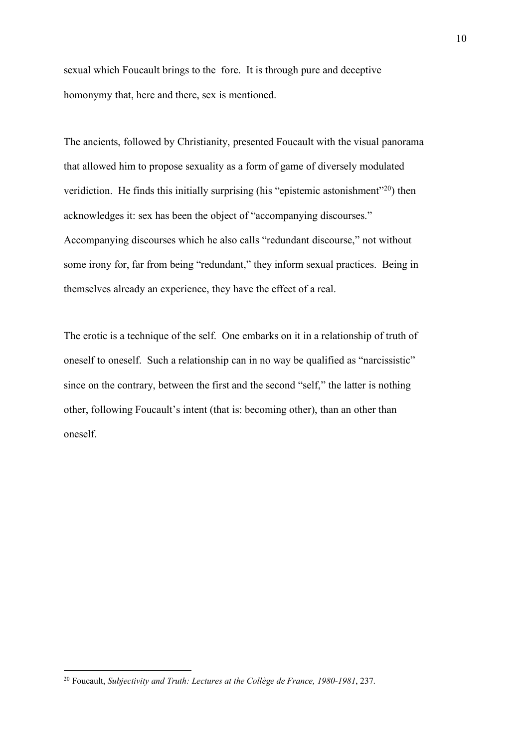sexual which Foucault brings to the fore. It is through pure and deceptive homonymy that, here and there, sex is mentioned.

The ancients, followed by Christianity, presented Foucault with the visual panorama that allowed him to propose sexuality as a form of game of diversely modulated veridiction. He finds this initially surprising (his "epistemic astonishment"[20]) then acknowledges it: sex has been the object of "accompanying discourses." Accompanying discourses which he also calls "redundant discourse," not without some irony for, far from being "redundant," they inform sexual practices. Being in themselves already an experience, they have the effect of a real.

The erotic is a technique of the self. One embarks on it in a relationship of truth of oneself to oneself. Such a relationship can in no way be qualified as "narcissistic" since on the contrary, between the first and the second "self," the latter is nothing other, following Foucault's intent (that is: becoming other), than an other than oneself.

---

[20] Foucault, *Subjectivity and Truth: Lectures at the Collège de France, 1980-1981*, 237.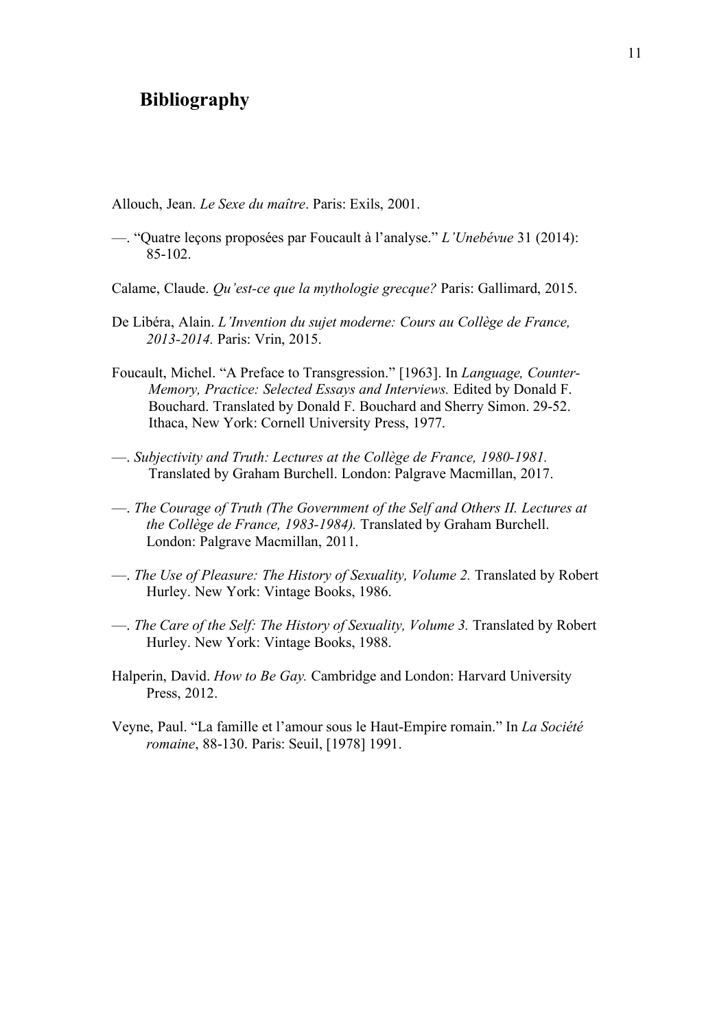# Bibliography

Allouch, Jean. *Le Sexe du maître*. Paris: Exils, 2001.

—. "Quatre leçons proposées par Foucault à l'analyse." *L'Unebévue* 31 (2014): 85-102.

Calame, Claude. *Qu'est-ce que la mythologie grecque?* Paris: Gallimard, 2015.

De Libéra, Alain. *L'Invention du sujet moderne: Cours au Collège de France, 2013-2014.* Paris: Vrin, 2015.

Foucault, Michel. "A Preface to Transgression." [1963]. In *Language, Counter-Memory, Practice: Selected Essays and Interviews.* Edited by Donald F. Bouchard. Translated by Donald F. Bouchard and Sherry Simon. 29-52. Ithaca, New York: Cornell University Press, 1977.

—. *Subjectivity and Truth: Lectures at the Collège de France, 1980-1981.* Translated by Graham Burchell. London: Palgrave Macmillan, 2017.

—. *The Courage of Truth (The Government of the Self and Others II. Lectures at the Collège de France, 1983-1984).* Translated by Graham Burchell. London: Palgrave Macmillan, 2011.

—. *The Use of Pleasure: The History of Sexuality, Volume 2.* Translated by Robert Hurley. New York: Vintage Books, 1986.

—. *The Care of the Self: The History of Sexuality, Volume 3.* Translated by Robert Hurley. New York: Vintage Books, 1988.

Halperin, David. *How to Be Gay.* Cambridge and London: Harvard University Press, 2012.

Veyne, Paul. "La famille et l'amour sous le Haut-Empire romain." In *La Société romaine*, 88-130. Paris: Seuil, [1978] 1991.